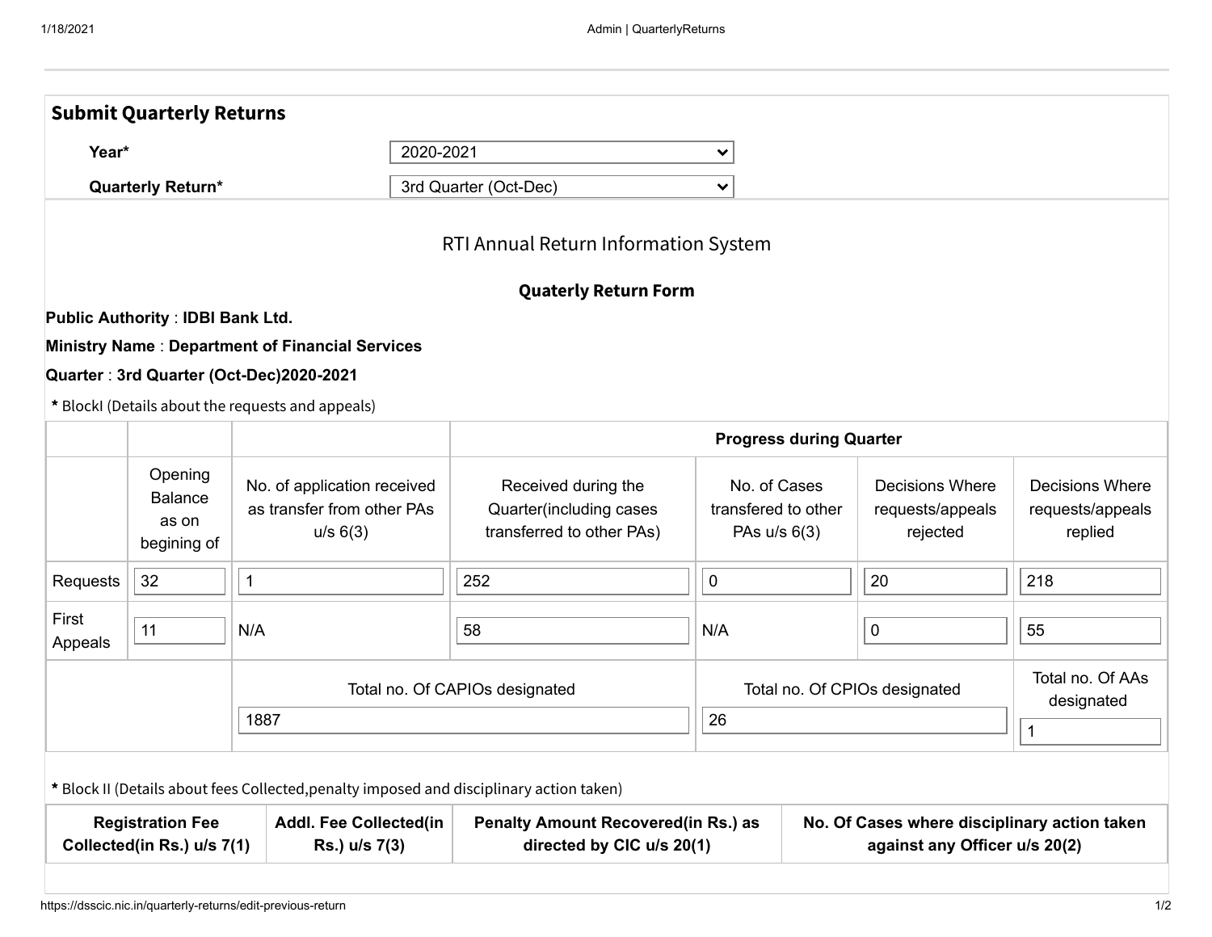## Submit Quarterly Returns

**Year*** 2020-2021

**Quarterly Return*** 3rd Quarter (Oct-Dec)

RTI Annual Return Information System

**Quaterly Return Form**

**Public Authority** : **IDBI Bank Ltd.**

**Ministry Name** : **Department of Financial Services**

**Quarter** : **3rd Quarter (Oct-Dec)2020-2021**

**\*** BlockI (Details about the requests and appeals)

| | | | **Progress during Quarter** | | | |
|---|---|---|---|---|---|---|
| | Opening Balance as on begining of | No. of application received as transfer from other PAs u/s 6(3) | Received during the Quarter(including cases transferred to other PAs) | No. of Cases transfered to other PAs u/s 6(3) | Decisions Where requests/appeals rejected | Decisions Where requests/appeals replied |
| Requests | 32 | 1 | 252 | 0 | 20 | 218 |
| First Appeals | 11 | N/A | 58 | N/A | 0 | 55 |
| | | Total no. Of CAPIOs designated | | Total no. Of CPIOs designated | | Total no. Of AAs designated |
| | | 1887 | | 26 | | 1 |

**\*** Block II (Details about fees Collected,penalty imposed and disciplinary action taken)

| **Registration Fee Collected(in Rs.) u/s 7(1)** | **Addl. Fee Collected(in Rs.) u/s 7(3)** | **Penalty Amount Recovered(in Rs.) as directed by CIC u/s 20(1)** | **No. Of Cases where disciplinary action taken against any Officer u/s 20(2)** |
|---|---|---|---|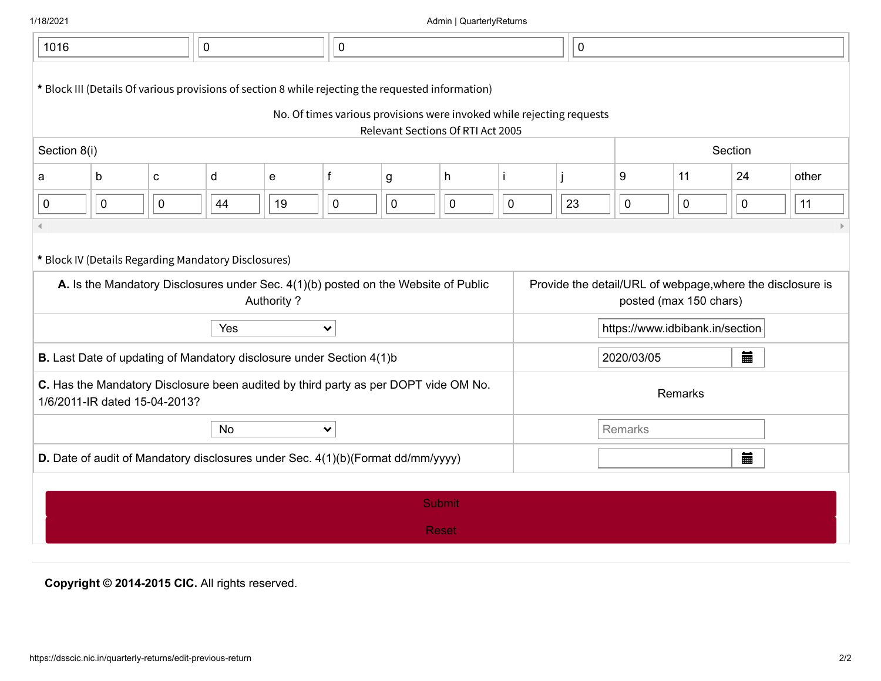| | | | |
|---|---|---|---|
| 1016 | 0 | 0 | 0 |

**\*** Block III (Details Of various provisions of section 8 while rejecting the requested information)

No. Of times various provisions were invoked while rejecting requests
Relevant Sections Of RTI Act 2005

| Section 8(i) | | | | | | | | | | Section | | | |
|---|---|---|---|---|---|---|---|---|---|---|---|---|---|
| a | b | c | d | e | f | g | h | i | j | 9 | 11 | 24 | other |
| 0 | 0 | 0 | 44 | 19 | 0 | 0 | 0 | 0 | 23 | 0 | 0 | 0 | 11 |

**\*** Block IV (Details Regarding Mandatory Disclosures)

| **A.** Is the Mandatory Disclosures under Sec. 4(1)(b) posted on the Website of Public Authority ? | Provide the detail/URL of webpage,where the disclosure is posted (max 150 chars) |
|---|---|
| Yes | https://www.idbibank.in/section |
| **B.** Last Date of updating of Mandatory disclosure under Section 4(1)b | 2020/03/05 |
| **C.** Has the Mandatory Disclosure been audited by third party as per DOPT vide OM No. 1/6/2011-IR dated 15-04-2013? | Remarks |
| No | Remarks |
| **D.** Date of audit of Mandatory disclosures under Sec. 4(1)(b)(Format dd/mm/yyyy) | |

Submit

Reset

**Copyright © 2014-2015 CIC.** All rights reserved.